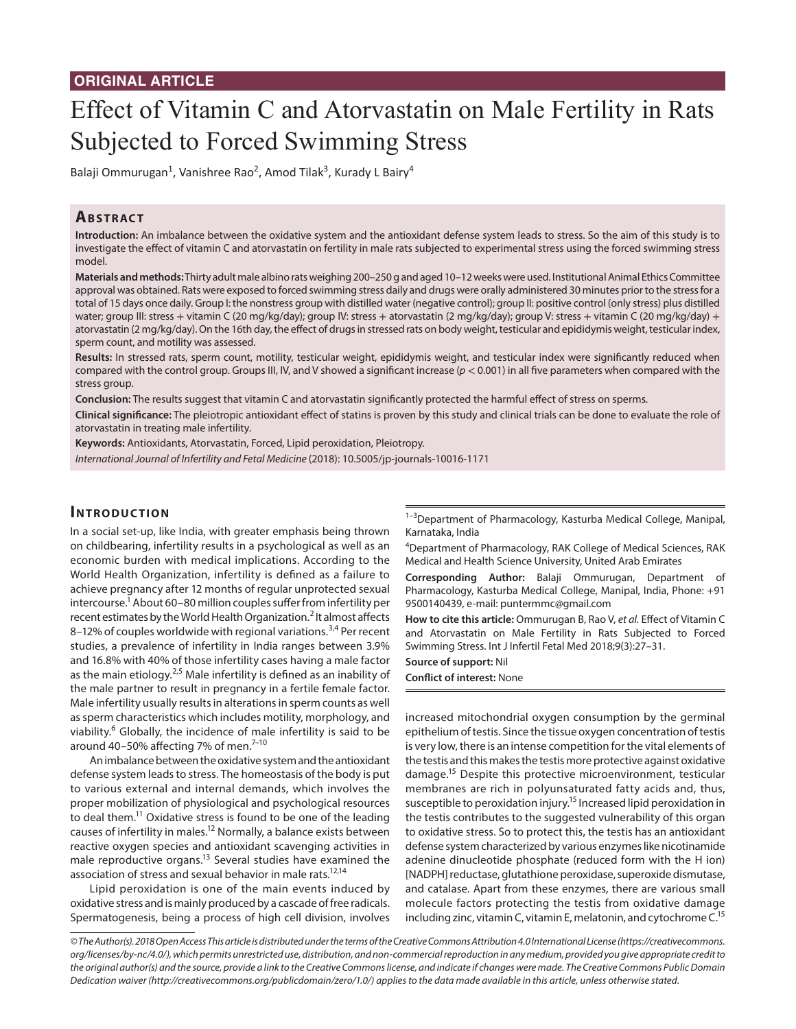ORIGINAL ARTICLE

# Effect of Vitamin C and Atorvastatin on Male Fertility in Rats Subjected to Forced Swimming Stress

Balaji Ommurugan[1], Vanishree Rao[2], Amod Tilak[3], Kurady L Bairy[4]

## Abstract

**Introduction:** An imbalance between the oxidative system and the antioxidant defense system leads to stress. So the aim of this study is to investigate the effect of vitamin C and atorvastatin on fertility in male rats subjected to experimental stress using the forced swimming stress model.

**Materials and methods:** Thirty adult male albino rats weighing 200–250 g and aged 10–12 weeks were used. Institutional Animal Ethics Committee approval was obtained. Rats were exposed to forced swimming stress daily and drugs were orally administered 30 minutes prior to the stress for a total of 15 days once daily. Group I: the nonstress group with distilled water (negative control); group II: positive control (only stress) plus distilled water; group III: stress + vitamin C (20 mg/kg/day); group IV: stress + atorvastatin (2 mg/kg/day); group V: stress + vitamin C (20 mg/kg/day) + atorvastatin (2 mg/kg/day). On the 16th day, the effect of drugs in stressed rats on body weight, testicular and epididymis weight, testicular index, sperm count, and motility was assessed.

**Results:** In stressed rats, sperm count, motility, testicular weight, epididymis weight, and testicular index were significantly reduced when compared with the control group. Groups III, IV, and V showed a significant increase ($p < 0.001$) in all five parameters when compared with the stress group.

**Conclusion:** The results suggest that vitamin C and atorvastatin significantly protected the harmful effect of stress on sperms.

**Clinical significance:** The pleiotropic antioxidant effect of statins is proven by this study and clinical trials can be done to evaluate the role of atorvastatin in treating male infertility.

**Keywords:** Antioxidants, Atorvastatin, Forced, Lipid peroxidation, Pleiotropy.

*International Journal of Infertility and Fetal Medicine* (2018): 10.5005/jp-journals-10016-1171

## Introduction

In a social set-up, like India, with greater emphasis being thrown on childbearing, infertility results in a psychological as well as an economic burden with medical implications. According to the World Health Organization, infertility is defined as a failure to achieve pregnancy after 12 months of regular unprotected sexual intercourse.[1] About 60–80 million couples suffer from infertility per recent estimates by the World Health Organization.[2] It almost affects 8–12% of couples worldwide with regional variations.[3,4] Per recent studies, a prevalence of infertility in India ranges between 3.9% and 16.8% with 40% of those infertility cases having a male factor as the main etiology.[2,5] Male infertility is defined as an inability of the male partner to result in pregnancy in a fertile female factor. Male infertility usually results in alterations in sperm counts as well as sperm characteristics which includes motility, morphology, and viability.[6] Globally, the incidence of male infertility is said to be around 40–50% affecting 7% of men.[7–10]

An imbalance between the oxidative system and the antioxidant defense system leads to stress. The homeostasis of the body is put to various external and internal demands, which involves the proper mobilization of physiological and psychological resources to deal them.[11] Oxidative stress is found to be one of the leading causes of infertility in males.[12] Normally, a balance exists between reactive oxygen species and antioxidant scavenging activities in male reproductive organs.[13] Several studies have examined the association of stress and sexual behavior in male rats.[12,14]

Lipid peroxidation is one of the main events induced by oxidative stress and is mainly produced by a cascade of free radicals. Spermatogenesis, being a process of high cell division, involves increased mitochondrial oxygen consumption by the germinal epithelium of testis. Since the tissue oxygen concentration of testis is very low, there is an intense competition for the vital elements of the testis and this makes the testis more protective against oxidative damage.[15] Despite this protective microenvironment, testicular membranes are rich in polyunsaturated fatty acids and, thus, susceptible to peroxidation injury.[15] Increased lipid peroxidation in the testis contributes to the suggested vulnerability of this organ to oxidative stress. So to protect this, the testis has an antioxidant defense system characterized by various enzymes like nicotinamide adenine dinucleotide phosphate (reduced form with the H ion) [NADPH] reductase, glutathione peroxidase, superoxide dismutase, and catalase. Apart from these enzymes, there are various small molecule factors protecting the testis from oxidative damage including zinc, vitamin C, vitamin E, melatonin, and cytochrome C.[15]

[1–3]Department of Pharmacology, Kasturba Medical College, Manipal, Karnataka, India

[4]Department of Pharmacology, RAK College of Medical Sciences, RAK Medical and Health Science University, United Arab Emirates

**Corresponding Author:** Balaji Ommurugan, Department of Pharmacology, Kasturba Medical College, Manipal, India, Phone: +91 9500140439, e-mail: puntermmc@gmail.com

**How to cite this article:** Ommurugan B, Rao V, *et al.* Effect of Vitamin C and Atorvastatin on Male Fertility in Rats Subjected to Forced Swimming Stress. Int J Infertil Fetal Med 2018;9(3):27–31.

**Source of support:** Nil

**Conflict of interest:** None

*© The Author(s). 2018 Open Access This article is distributed under the terms of the Creative Commons Attribution 4.0 International License (https://creativecommons.org/licenses/by-nc/4.0/), which permits unrestricted use, distribution, and non-commercial reproduction in any medium, provided you give appropriate credit to the original author(s) and the source, provide a link to the Creative Commons license, and indicate if changes were made. The Creative Commons Public Domain Dedication waiver (http://creativecommons.org/publicdomain/zero/1.0/) applies to the data made available in this article, unless otherwise stated.*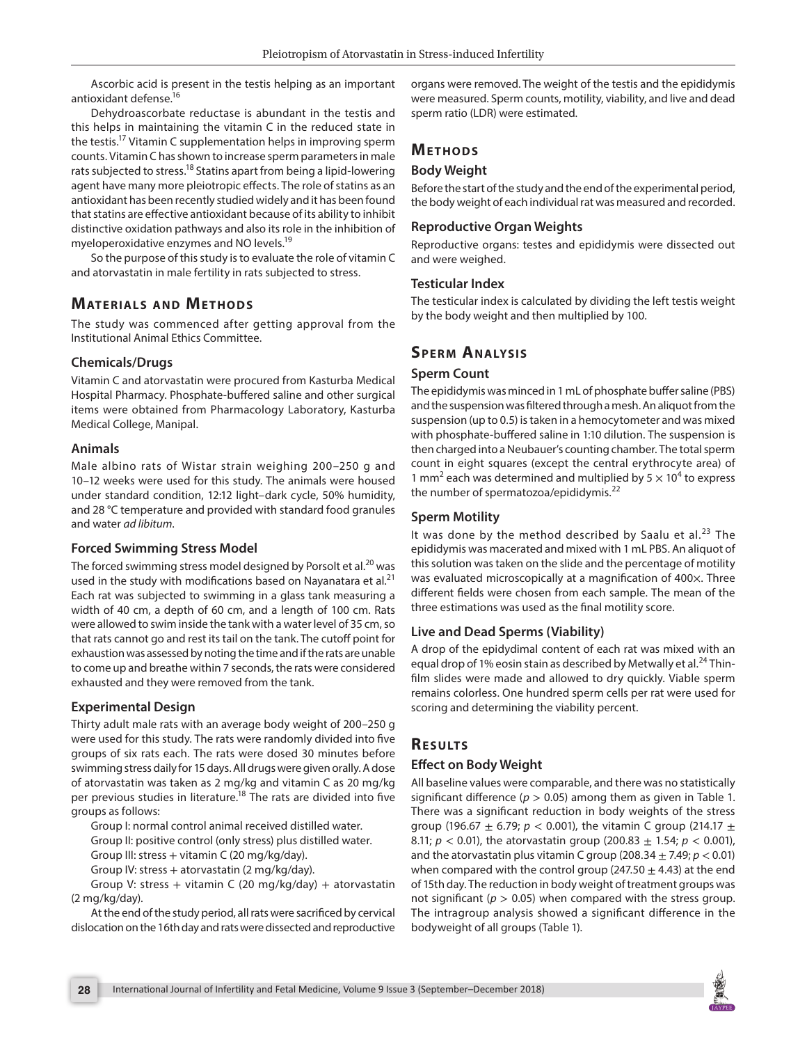Ascorbic acid is present in the testis helping as an important antioxidant defense.[16]

Dehydroascorbate reductase is abundant in the testis and this helps in maintaining the vitamin C in the reduced state in the testis.[17] Vitamin C supplementation helps in improving sperm counts. Vitamin C has shown to increase sperm parameters in male rats subjected to stress.[18] Statins apart from being a lipid-lowering agent have many more pleiotropic effects. The role of statins as an antioxidant has been recently studied widely and it has been found that statins are effective antioxidant because of its ability to inhibit distinctive oxidation pathways and also its role in the inhibition of myeloperoxidative enzymes and NO levels.[19]

So the purpose of this study is to evaluate the role of vitamin C and atorvastatin in male fertility in rats subjected to stress.

## Materials and Methods

The study was commenced after getting approval from the Institutional Animal Ethics Committee.

### Chemicals/Drugs

Vitamin C and atorvastatin were procured from Kasturba Medical Hospital Pharmacy. Phosphate-buffered saline and other surgical items were obtained from Pharmacology Laboratory, Kasturba Medical College, Manipal.

### Animals

Male albino rats of Wistar strain weighing 200–250 g and 10–12 weeks were used for this study. The animals were housed under standard condition, 12:12 light–dark cycle, 50% humidity, and 28 °C temperature and provided with standard food granules and water *ad libitum*.

### Forced Swimming Stress Model

The forced swimming stress model designed by Porsolt et al.[20] was used in the study with modifications based on Nayanatara et al.[21] Each rat was subjected to swimming in a glass tank measuring a width of 40 cm, a depth of 60 cm, and a length of 100 cm. Rats were allowed to swim inside the tank with a water level of 35 cm, so that rats cannot go and rest its tail on the tank. The cutoff point for exhaustion was assessed by noting the time and if the rats are unable to come up and breathe within 7 seconds, the rats were considered exhausted and they were removed from the tank.

### Experimental Design

Thirty adult male rats with an average body weight of 200–250 g were used for this study. The rats were randomly divided into five groups of six rats each. The rats were dosed 30 minutes before swimming stress daily for 15 days. All drugs were given orally. A dose of atorvastatin was taken as 2 mg/kg and vitamin C as 20 mg/kg per previous studies in literature.[18] The rats are divided into five groups as follows:

Group I: normal control animal received distilled water.

Group II: positive control (only stress) plus distilled water.

Group III: stress + vitamin C (20 mg/kg/day).

Group IV: stress + atorvastatin (2 mg/kg/day).

Group V: stress + vitamin C (20 mg/kg/day) + atorvastatin (2 mg/kg/day).

At the end of the study period, all rats were sacrificed by cervical dislocation on the 16th day and rats were dissected and reproductive organs were removed. The weight of the testis and the epididymis were measured. Sperm counts, motility, viability, and live and dead sperm ratio (LDR) were estimated.

## Methods

### Body Weight

Before the start of the study and the end of the experimental period, the body weight of each individual rat was measured and recorded.

### Reproductive Organ Weights

Reproductive organs: testes and epididymis were dissected out and were weighed.

### Testicular Index

The testicular index is calculated by dividing the left testis weight by the body weight and then multiplied by 100.

## Sperm Analysis

### Sperm Count

The epididymis was minced in 1 mL of phosphate buffer saline (PBS) and the suspension was filtered through a mesh. An aliquot from the suspension (up to 0.5) is taken in a hemocytometer and was mixed with phosphate-buffered saline in 1:10 dilution. The suspension is then charged into a Neubauer's counting chamber. The total sperm count in eight squares (except the central erythrocyte area) of 1 $mm^2$ each was determined and multiplied by $5 \times 10^4$ to express the number of spermatozoa/epididymis.[22]

### Sperm Motility

It was done by the method described by Saalu et al.[23] The epididymis was macerated and mixed with 1 mL PBS. An aliquot of this solution was taken on the slide and the percentage of motility was evaluated microscopically at a magnification of 400×. Three different fields were chosen from each sample. The mean of the three estimations was used as the final motility score.

### Live and Dead Sperms (Viability)

A drop of the epidymal content of each rat was mixed with an equal drop of 1% eosin stain as described by Metwally et al.[24] Thin-film slides were made and allowed to dry quickly. Viable sperm remains colorless. One hundred sperm cells per rat were used for scoring and determining the viability percent.

## Results

### Effect on Body Weight

All baseline values were comparable, and there was no statistically significant difference ($p > 0.05$) among them as given in Table 1. There was a significant reduction in body weights of the stress group (196.67 ± 6.79; $p < 0.001$), the vitamin C group (214.17 ± 8.11; $p < 0.01$), the atorvastatin group (200.83 ± 1.54; $p < 0.001$), and the atorvastatin plus vitamin C group (208.34 ± 7.49; $p < 0.01$) when compared with the control group (247.50 ± 4.43) at the end of 15th day. The reduction in body weight of treatment groups was not significant ($p > 0.05$) when compared with the stress group. The intragroup analysis showed a significant difference in the bodyweight of all groups (Table 1).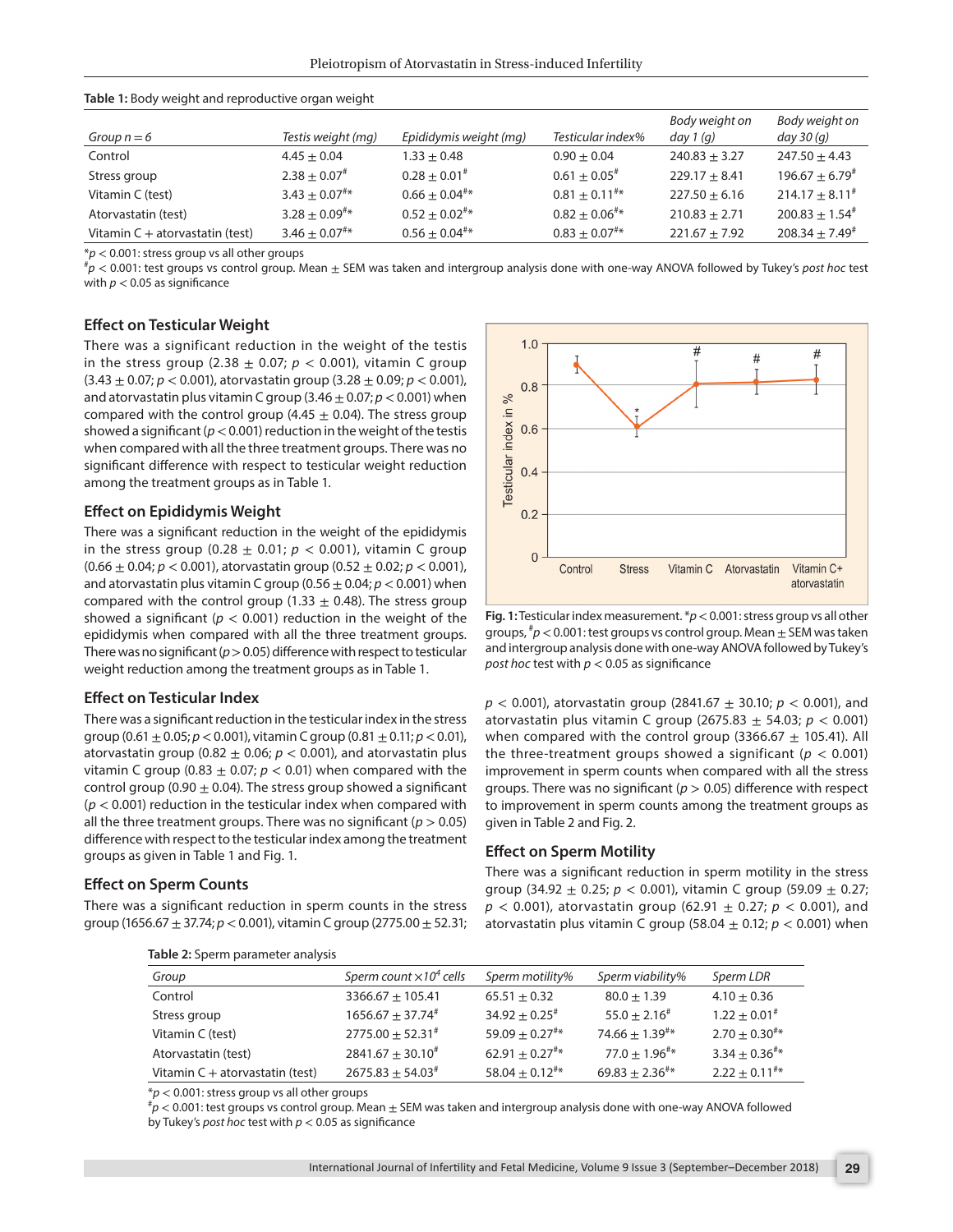**Table 1:** Body weight and reproductive organ weight

| *Group n = 6* | *Testis weight (mg)* | *Epididymis weight (mg)* | *Testicular index%* | *Body weight on day 1 (g)* | *Body weight on day 30 (g)* |
|---|---|---|---|---|---|
| Control | 4.45 ± 0.04 | 1.33 ± 0.48 | 0.90 ± 0.04 | 240.83 ± 3.27 | 247.50 ± 4.43 |
| Stress group | 2.38 ± 0.07# | 0.28 ± 0.01# | 0.61 ± 0.05# | 229.17 ± 8.41 | 196.67 ± 6.79# |
| Vitamin C (test) | 3.43 ± 0.07#* | 0.66 ± 0.04#* | 0.81 ± 0.11#* | 227.50 ± 6.16 | 214.17 ± 8.11# |
| Atorvastatin (test) | 3.28 ± 0.09#* | 0.52 ± 0.02#* | 0.82 ± 0.06#* | 210.83 ± 2.71 | 200.83 ± 1.54# |
| Vitamin C + atorvastatin (test) | 3.46 ± 0.07#* | 0.56 ± 0.04#* | 0.83 ± 0.07#* | 221.67 ± 7.92 | 208.34 ± 7.49# |

*$p < 0.001$: stress group vs all other groups
#$p < 0.001$: test groups vs control group. Mean ± SEM was taken and intergroup analysis done with one-way ANOVA followed by Tukey's *post hoc* test with $p < 0.05$ as significance

### Effect on Testicular Weight

There was a significant reduction in the weight of the testis in the stress group (2.38 ± 0.07; $p < 0.001$), vitamin C group (3.43 ± 0.07; $p < 0.001$), atorvastatin group (3.28 ± 0.09; $p < 0.001$), and atorvastatin plus vitamin C group (3.46 ± 0.07; $p < 0.001$) when compared with the control group (4.45 ± 0.04). The stress group showed a significant ($p < 0.001$) reduction in the weight of the testis when compared with all the three treatment groups. There was no significant difference with respect to testicular weight reduction among the treatment groups as in Table 1.

### Effect on Epididymis Weight

There was a significant reduction in the weight of the epididymis in the stress group (0.28 ± 0.01; $p < 0.001$), vitamin C group (0.66 ± 0.04; $p < 0.001$), atorvastatin group (0.52 ± 0.02; $p < 0.001$), and atorvastatin plus vitamin C group (0.56 ± 0.04; $p < 0.001$) when compared with the control group (1.33 ± 0.48). The stress group showed a significant ($p < 0.001$) reduction in the weight of the epididymis when compared with all the three treatment groups. There was no significant ($p > 0.05$) difference with respect to testicular weight reduction among the treatment groups as in Table 1.

### Effect on Testicular Index

There was a significant reduction in the testicular index in the stress group (0.61 ± 0.05; $p < 0.001$), vitamin C group (0.81 ± 0.11; $p < 0.01$), atorvastatin group (0.82 ± 0.06; $p < 0.001$), and atorvastatin plus vitamin C group (0.83 ± 0.07; $p < 0.01$) when compared with the control group (0.90 ± 0.04). The stress group showed a significant ($p < 0.001$) reduction in the testicular index when compared with all the three treatment groups. There was no significant ($p > 0.05$) difference with respect to the testicular index among the treatment groups as given in Table 1 and Fig. 1.

**Fig. 1:** Testicular index measurement. *$p < 0.001$: stress group vs all other groups, #$p < 0.001$: test groups vs control group. Mean ± SEM was taken and intergroup analysis done with one-way ANOVA followed by Tukey's *post hoc* test with $p < 0.05$ as significance

### Effect on Sperm Counts

There was a significant reduction in sperm counts in the stress group (1656.67 ± 37.74; $p < 0.001$), vitamin C group (2775.00 ± 52.31; $p < 0.001$), atorvastatin group (2841.67 ± 30.10; $p < 0.001$), and atorvastatin plus vitamin C group (2675.83 ± 54.03; $p < 0.001$) when compared with the control group (3366.67 ± 105.41). All the three-treatment groups showed a significant ($p < 0.001$) improvement in sperm counts when compared with all the stress groups. There was no significant ($p > 0.05$) difference with respect to improvement in sperm counts among the treatment groups as given in Table 2 and Fig. 2.

### Effect on Sperm Motility

There was a significant reduction in sperm motility in the stress group (34.92 ± 0.25; $p < 0.001$), vitamin C group (59.09 ± 0.27; $p < 0.001$), atorvastatin group (62.91 ± 0.27; $p < 0.001$), and atorvastatin plus vitamin C group (58.04 ± 0.12; $p < 0.001$) when

**Table 2:** Sperm parameter analysis

| *Group* | *Sperm count ×10⁴ cells* | *Sperm motility%* | *Sperm viability%* | *Sperm LDR* |
|---|---|---|---|---|
| Control | 3366.67 ± 105.41 | 65.51 ± 0.32 | 80.0 ± 1.39 | 4.10 ± 0.36 |
| Stress group | 1656.67 ± 37.74# | 34.92 ± 0.25# | 55.0 ± 2.16# | 1.22 ± 0.01# |
| Vitamin C (test) | 2775.00 ± 52.31# | 59.09 ± 0.27#* | 74.66 ± 1.39#* | 2.70 ± 0.30#* |
| Atorvastatin (test) | 2841.67 ± 30.10# | 62.91 ± 0.27#* | 77.0 ± 1.96#* | 3.34 ± 0.36#* |
| Vitamin C + atorvastatin (test) | 2675.83 ± 54.03# | 58.04 ± 0.12#* | 69.83 ± 2.36#* | 2.22 ± 0.11#* |

*$p < 0.001$: stress group vs all other groups
#$p < 0.001$: test groups vs control group. Mean ± SEM was taken and intergroup analysis done with one-way ANOVA followed by Tukey's *post hoc* test with $p < 0.05$ as significance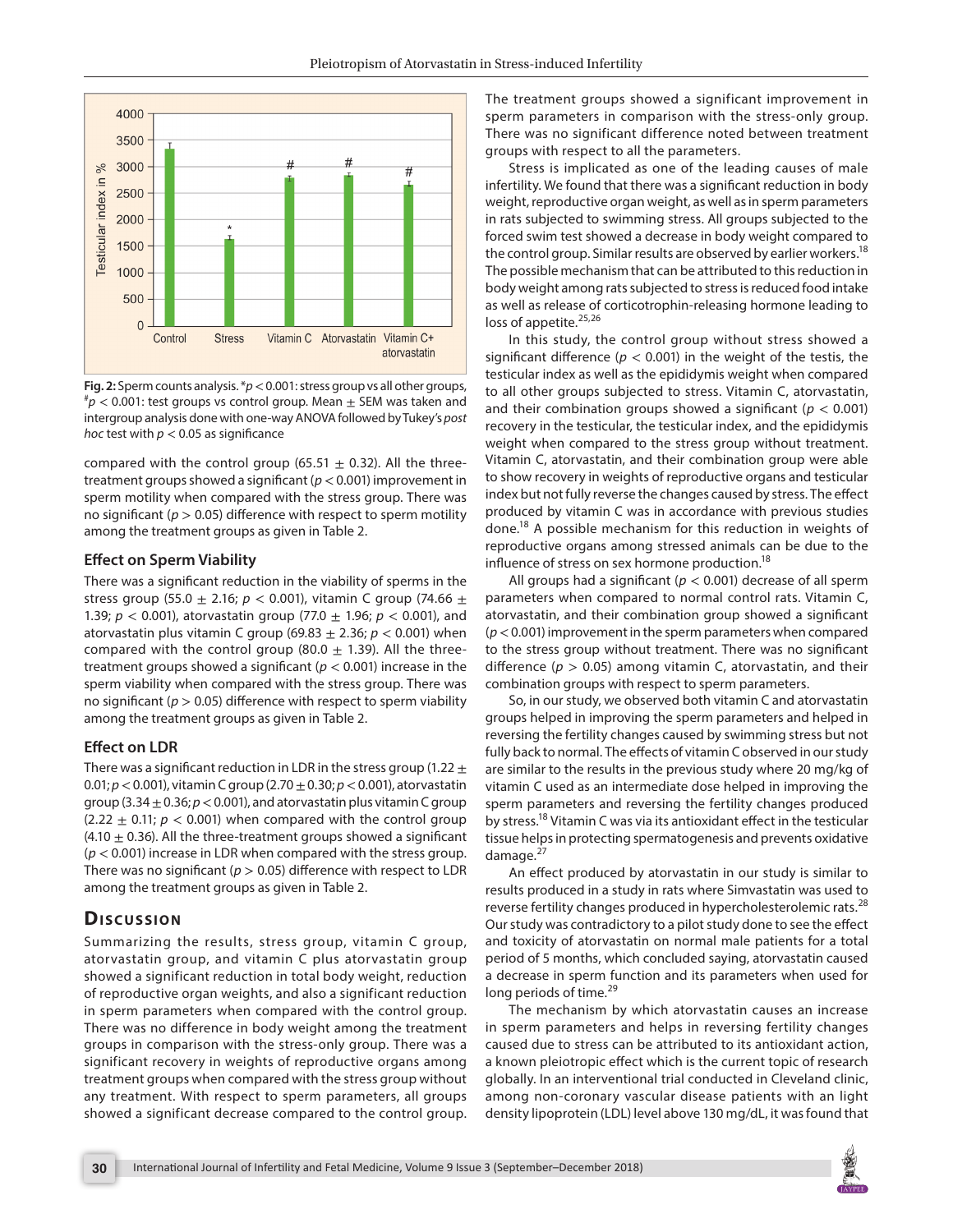Fig. 2: Sperm counts analysis. *$p < 0.001$: stress group vs all other groups, #$p < 0.001$: test groups vs control group. Mean $\pm$ SEM was taken and intergroup analysis done with one-way ANOVA followed by Tukey's *post hoc* test with $p < 0.05$ as significance

compared with the control group ($65.51 \pm 0.32$). All the three-treatment groups showed a significant ($p < 0.001$) improvement in sperm motility when compared with the stress group. There was no significant ($p > 0.05$) difference with respect to sperm motility among the treatment groups as given in Table 2.

### Effect on Sperm Viability

There was a significant reduction in the viability of sperms in the stress group ($55.0 \pm 2.16$; $p < 0.001$), vitamin C group ($74.66 \pm 1.39$; $p < 0.001$), atorvastatin group ($77.0 \pm 1.96$; $p < 0.001$), and atorvastatin plus vitamin C group ($69.83 \pm 2.36$; $p < 0.001$) when compared with the control group ($80.0 \pm 1.39$). All the three-treatment groups showed a significant ($p < 0.001$) increase in the sperm viability when compared with the stress group. There was no significant ($p > 0.05$) difference with respect to sperm viability among the treatment groups as given in Table 2.

### Effect on LDR

There was a significant reduction in LDR in the stress group ($1.22 \pm 0.01$; $p < 0.001$), vitamin C group ($2.70 \pm 0.30$; $p < 0.001$), atorvastatin group ($3.34 \pm 0.36$; $p < 0.001$), and atorvastatin plus vitamin C group ($2.22 \pm 0.11$; $p < 0.001$) when compared with the control group ($4.10 \pm 0.36$). All the three-treatment groups showed a significant ($p < 0.001$) increase in LDR when compared with the stress group. There was no significant ($p > 0.05$) difference with respect to LDR among the treatment groups as given in Table 2.

## Discussion

Summarizing the results, stress group, vitamin C group, atorvastatin group, and vitamin C plus atorvastatin group showed a significant reduction in total body weight, reduction of reproductive organ weights, and also a significant reduction in sperm parameters when compared with the control group. There was no difference in body weight among the treatment groups in comparison with the stress-only group. There was a significant recovery in weights of reproductive organs among treatment groups when compared with the stress group without any treatment. With respect to sperm parameters, all groups showed a significant decrease compared to the control group. The treatment groups showed a significant improvement in sperm parameters in comparison with the stress-only group. There was no significant difference noted between treatment groups with respect to all the parameters.

Stress is implicated as one of the leading causes of male infertility. We found that there was a significant reduction in body weight, reproductive organ weight, as well as in sperm parameters in rats subjected to swimming stress. All groups subjected to the forced swim test showed a decrease in body weight compared to the control group. Similar results are observed by earlier workers.[18] The possible mechanism that can be attributed to this reduction in body weight among rats subjected to stress is reduced food intake as well as release of corticotrophin-releasing hormone leading to loss of appetite.[25,26]

In this study, the control group without stress showed a significant difference ($p < 0.001$) in the weight of the testis, the testicular index as well as the epididymis weight when compared to all other groups subjected to stress. Vitamin C, atorvastatin, and their combination groups showed a significant ($p < 0.001$) recovery in the testicular, the testicular index, and the epididymis weight when compared to the stress group without treatment. Vitamin C, atorvastatin, and their combination group were able to show recovery in weights of reproductive organs and testicular index but not fully reverse the changes caused by stress. The effect produced by vitamin C was in accordance with previous studies done.[18] A possible mechanism for this reduction in weights of reproductive organs among stressed animals can be due to the influence of stress on sex hormone production.[18]

All groups had a significant ($p < 0.001$) decrease of all sperm parameters when compared to normal control rats. Vitamin C, atorvastatin, and their combination group showed a significant ($p < 0.001$) improvement in the sperm parameters when compared to the stress group without treatment. There was no significant difference ($p > 0.05$) among vitamin C, atorvastatin, and their combination groups with respect to sperm parameters.

So, in our study, we observed both vitamin C and atorvastatin groups helped in improving the sperm parameters and helped in reversing the fertility changes caused by swimming stress but not fully back to normal. The effects of vitamin C observed in our study are similar to the results in the previous study where 20 mg/kg of vitamin C used as an intermediate dose helped in improving the sperm parameters and reversing the fertility changes produced by stress.[18] Vitamin C was via its antioxidant effect in the testicular tissue helps in protecting spermatogenesis and prevents oxidative damage.[27]

An effect produced by atorvastatin in our study is similar to results produced in a study in rats where Simvastatin was used to reverse fertility changes produced in hypercholesterolemic rats.[28] Our study was contradictory to a pilot study done to see the effect and toxicity of atorvastatin on normal male patients for a total period of 5 months, which concluded saying, atorvastatin caused a decrease in sperm function and its parameters when used for long periods of time.[29]

The mechanism by which atorvastatin causes an increase in sperm parameters and helps in reversing fertility changes caused due to stress can be attributed to its antioxidant action, a known pleiotropic effect which is the current topic of research globally. In an interventional trial conducted in Cleveland clinic, among non-coronary vascular disease patients with an light density lipoprotein (LDL) level above 130 mg/dL, it was found that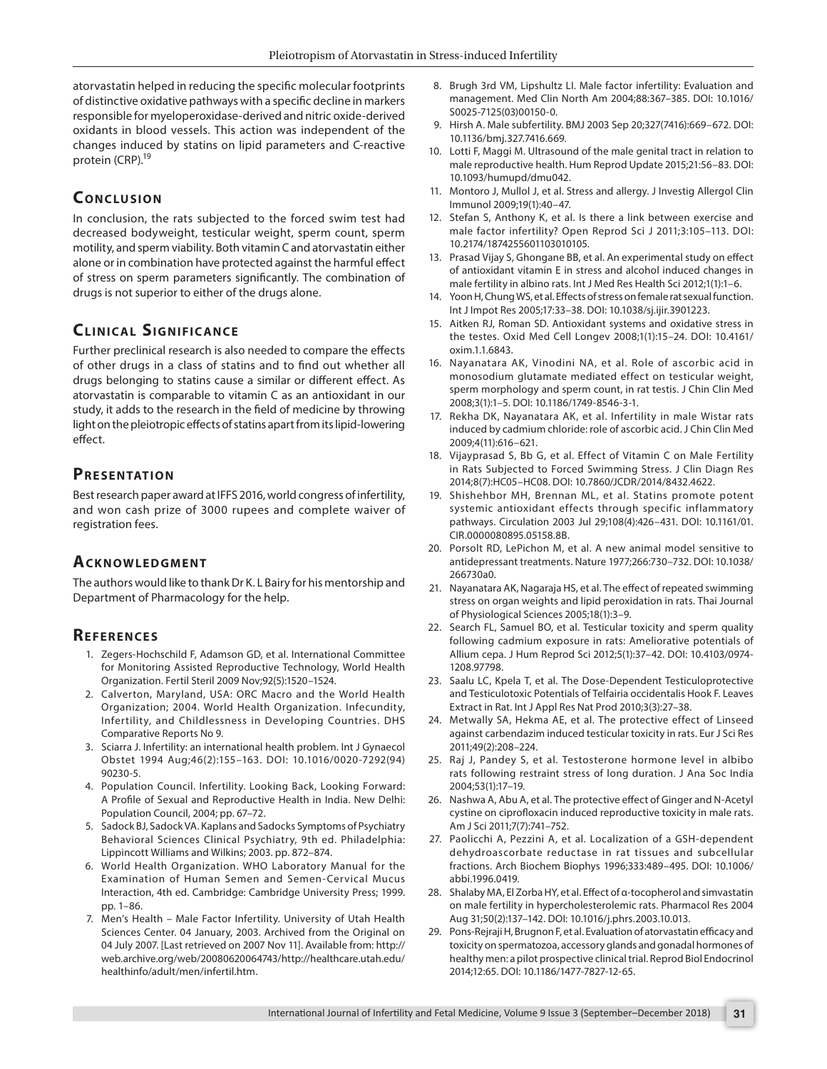atorvastatin helped in reducing the specific molecular footprints of distinctive oxidative pathways with a specific decline in markers responsible for myeloperoxidase-derived and nitric oxide-derived oxidants in blood vessels. This action was independent of the changes induced by statins on lipid parameters and C-reactive protein (CRP).[19]

## Conclusion

In conclusion, the rats subjected to the forced swim test had decreased bodyweight, testicular weight, sperm count, sperm motility, and sperm viability. Both vitamin C and atorvastatin either alone or in combination have protected against the harmful effect of stress on sperm parameters significantly. The combination of drugs is not superior to either of the drugs alone.

## Clinical Significance

Further preclinical research is also needed to compare the effects of other drugs in a class of statins and to find out whether all drugs belonging to statins cause a similar or different effect. As atorvastatin is comparable to vitamin C as an antioxidant in our study, it adds to the research in the field of medicine by throwing light on the pleiotropic effects of statins apart from its lipid-lowering effect.

## Presentation

Best research paper award at IFFS 2016, world congress of infertility, and won cash prize of 3000 rupees and complete waiver of registration fees.

## Acknowledgment

The authors would like to thank Dr K. L Bairy for his mentorship and Department of Pharmacology for the help.

## References

1. Zegers-Hochschild F, Adamson GD, et al. International Committee for Monitoring Assisted Reproductive Technology, World Health Organization. Fertil Steril 2009 Nov;92(5):1520–1524.
2. Calverton, Maryland, USA: ORC Macro and the World Health Organization; 2004. World Health Organization. Infecundity, Infertility, and Childlessness in Developing Countries. DHS Comparative Reports No 9.
3. Sciarra J. Infertility: an international health problem. Int J Gynaecol Obstet 1994 Aug;46(2):155–163. DOI: 10.1016/0020-7292(94) 90230-5.
4. Population Council. Infertility. Looking Back, Looking Forward: A Profile of Sexual and Reproductive Health in India. New Delhi: Population Council, 2004; pp. 67–72.
5. Sadock BJ, Sadock VA. Kaplans and Sadocks Symptoms of Psychiatry Behavioral Sciences Clinical Psychiatry, 9th ed. Philadelphia: Lippincott Williams and Wilkins; 2003. pp. 872–874.
6. World Health Organization. WHO Laboratory Manual for the Examination of Human Semen and Semen-Cervical Mucus Interaction, 4th ed. Cambridge: Cambridge University Press; 1999. pp. 1–86.
7. Men's Health – Male Factor Infertility. University of Utah Health Sciences Center. 04 January, 2003. Archived from the Original on 04 July 2007. [Last retrieved on 2007 Nov 11]. Available from: http://web.archive.org/web/20080620064743/http://healthcare.utah.edu/healthinfo/adult/men/infertil.htm.
8. Brugh 3rd VM, Lipshultz LI. Male factor infertility: Evaluation and management. Med Clin North Am 2004;88:367–385. DOI: 10.1016/S0025-7125(03)00150-0.
9. Hirsh A. Male subfertility. BMJ 2003 Sep 20;327(7416):669–672. DOI: 10.1136/bmj.327.7416.669.
10. Lotti F, Maggi M. Ultrasound of the male genital tract in relation to male reproductive health. Hum Reprod Update 2015;21:56–83. DOI: 10.1093/humupd/dmu042.
11. Montoro J, Mullol J, et al. Stress and allergy. J Investig Allergol Clin Immunol 2009;19(1):40–47.
12. Stefan S, Anthony K, et al. Is there a link between exercise and male factor infertility? Open Reprod Sci J 2011;3:105–113. DOI: 10.2174/1874255601103010105.
13. Prasad Vijay S, Ghongane BB, et al. An experimental study on effect of antioxidant vitamin E in stress and alcohol induced changes in male fertility in albino rats. Int J Med Res Health Sci 2012;1(1):1–6.
14. Yoon H, Chung WS, et al. Effects of stress on female rat sexual function. Int J Impot Res 2005;17:33–38. DOI: 10.1038/sj.ijir.3901223.
15. Aitken RJ, Roman SD. Antioxidant systems and oxidative stress in the testes. Oxid Med Cell Longev 2008;1(1):15–24. DOI: 10.4161/oxim.1.1.6843.
16. Nayanatara AK, Vinodini NA, et al. Role of ascorbic acid in monosodium glutamate mediated effect on testicular weight, sperm morphology and sperm count, in rat testis. J Chin Clin Med 2008;3(1):1–5. DOI: 10.1186/1749-8546-3-1.
17. Rekha DK, Nayanatara AK, et al. Infertility in male Wistar rats induced by cadmium chloride: role of ascorbic acid. J Chin Clin Med 2009;4(11):616–621.
18. Vijayprasad S, Bb G, et al. Effect of Vitamin C on Male Fertility in Rats Subjected to Forced Swimming Stress. J Clin Diagn Res 2014;8(7):HC05–HC08. DOI: 10.7860/JCDR/2014/8432.4622.
19. Shishehbor MH, Brennan ML, et al. Statins promote potent systemic antioxidant effects through specific inflammatory pathways. Circulation 2003 Jul 29;108(4):426–431. DOI: 10.1161/01.CIR.0000080895.05158.8B.
20. Porsolt RD, LePichon M, et al. A new animal model sensitive to antidepressant treatments. Nature 1977;266:730–732. DOI: 10.1038/266730a0.
21. Nayanatara AK, Nagaraja HS, et al. The effect of repeated swimming stress on organ weights and lipid peroxidation in rats. Thai Journal of Physiological Sciences 2005;18(1):3–9.
22. Search FL, Samuel BO, et al. Testicular toxicity and sperm quality following cadmium exposure in rats: Ameliorative potentials of Allium cepa. J Hum Reprod Sci 2012;5(1):37–42. DOI: 10.4103/0974-1208.97798.
23. Saalu LC, Kpela T, et al. The Dose-Dependent Testiculoprotective and Testiculotoxic Potentials of Telfairia occidentalis Hook F. Leaves Extract in Rat. Int J Appl Res Nat Prod 2010;3(3):27–38.
24. Metwally SA, Hekma AE, et al. The protective effect of Linseed against carbendazim induced testicular toxicity in rats. Eur J Sci Res 2011;49(2):208–224.
25. Raj J, Pandey S, et al. Testosterone hormone level in albibo rats following restraint stress of long duration. J Ana Soc India 2004;53(1):17–19.
26. Nashwa A, Abu A, et al. The protective effect of Ginger and N-Acetyl cystine on ciprofloxacin induced reproductive toxicity in male rats. Am J Sci 2011;7(7):741–752.
27. Paolicchi A, Pezzini A, et al. Localization of a GSH-dependent dehydroascorbate reductase in rat tissues and subcellular fractions. Arch Biochem Biophys 1996;333:489–495. DOI: 10.1006/abbi.1996.0419.
28. Shalaby MA, El Zorba HY, et al. Effect of α-tocopherol and simvastatin on male fertility in hypercholesterolemic rats. Pharmacol Res 2004 Aug 31;50(2):137–142. DOI: 10.1016/j.phrs.2003.10.013.
29. Pons-Rejraji H, Brugnon F, et al. Evaluation of atorvastatin efficacy and toxicity on spermatozoa, accessory glands and gonadal hormones of healthy men: a pilot prospective clinical trial. Reprod Biol Endocrinol 2014;12:65. DOI: 10.1186/1477-7827-12-65.